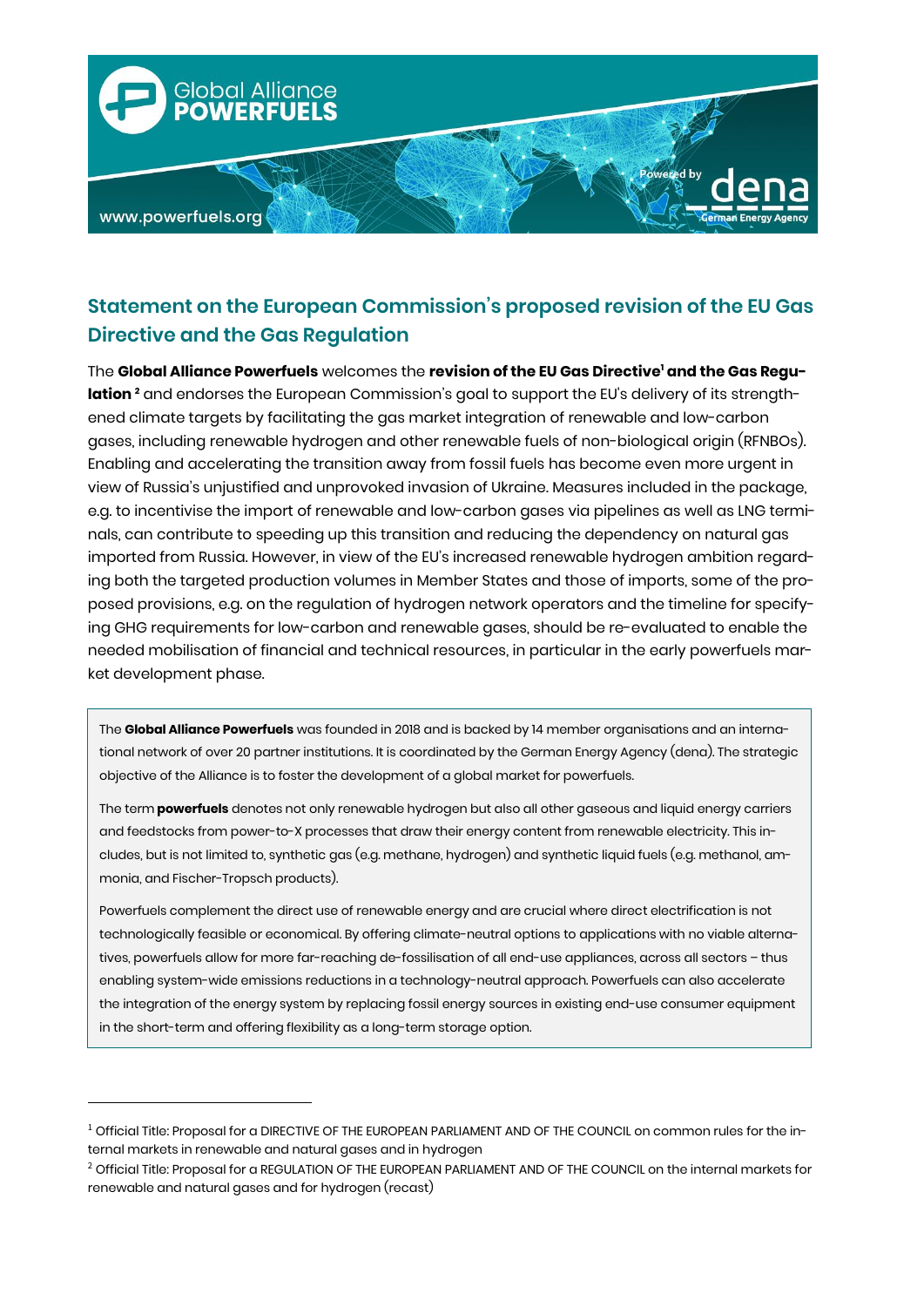## Statement on the European Commission's proposed revision of the EU Gas Directive and the Gas Regulation

The **Global Alliance Powerfuels** welcomes the **revision of the EU Gas Directive[1] and the Gas Regulation[2]** and endorses the European Commission's goal to support the EU's delivery of its strengthened climate targets by facilitating the gas market integration of renewable and low-carbon gases, including renewable hydrogen and other renewable fuels of non-biological origin (RFNBOs). Enabling and accelerating the transition away from fossil fuels has become even more urgent in view of Russia's unjustified and unprovoked invasion of Ukraine. Measures included in the package, e.g. to incentivise the import of renewable and low-carbon gases via pipelines as well as LNG terminals, can contribute to speeding up this transition and reducing the dependency on natural gas imported from Russia. However, in view of the EU's increased renewable hydrogen ambition regarding both the targeted production volumes in Member States and those of imports, some of the proposed provisions, e.g. on the regulation of hydrogen network operators and the timeline for specifying GHG requirements for low-carbon and renewable gases, should be re-evaluated to enable the needed mobilisation of financial and technical resources, in particular in the early powerfuels market development phase.

The **Global Alliance Powerfuels** was founded in 2018 and is backed by 14 member organisations and an international network of over 20 partner institutions. It is coordinated by the German Energy Agency (dena). The strategic objective of the Alliance is to foster the development of a global market for powerfuels.

The term **powerfuels** denotes not only renewable hydrogen but also all other gaseous and liquid energy carriers and feedstocks from power-to-X processes that draw their energy content from renewable electricity. This includes, but is not limited to, synthetic gas (e.g. methane, hydrogen) and synthetic liquid fuels (e.g. methanol, ammonia, and Fischer-Tropsch products).

Powerfuels complement the direct use of renewable energy and are crucial where direct electrification is not technologically feasible or economical. By offering climate-neutral options to applications with no viable alternatives, powerfuels allow for more far-reaching de-fossilisation of all end-use appliances, across all sectors – thus enabling system-wide emissions reductions in a technology-neutral approach. Powerfuels can also accelerate the integration of the energy system by replacing fossil energy sources in existing end-use consumer equipment in the short-term and offering flexibility as a long-term storage option.

---

[1] Official Title: Proposal for a DIRECTIVE OF THE EUROPEAN PARLIAMENT AND OF THE COUNCIL on common rules for the internal markets in renewable and natural gases and in hydrogen

[2] Official Title: Proposal for a REGULATION OF THE EUROPEAN PARLIAMENT AND OF THE COUNCIL on the internal markets for renewable and natural gases and for hydrogen (recast)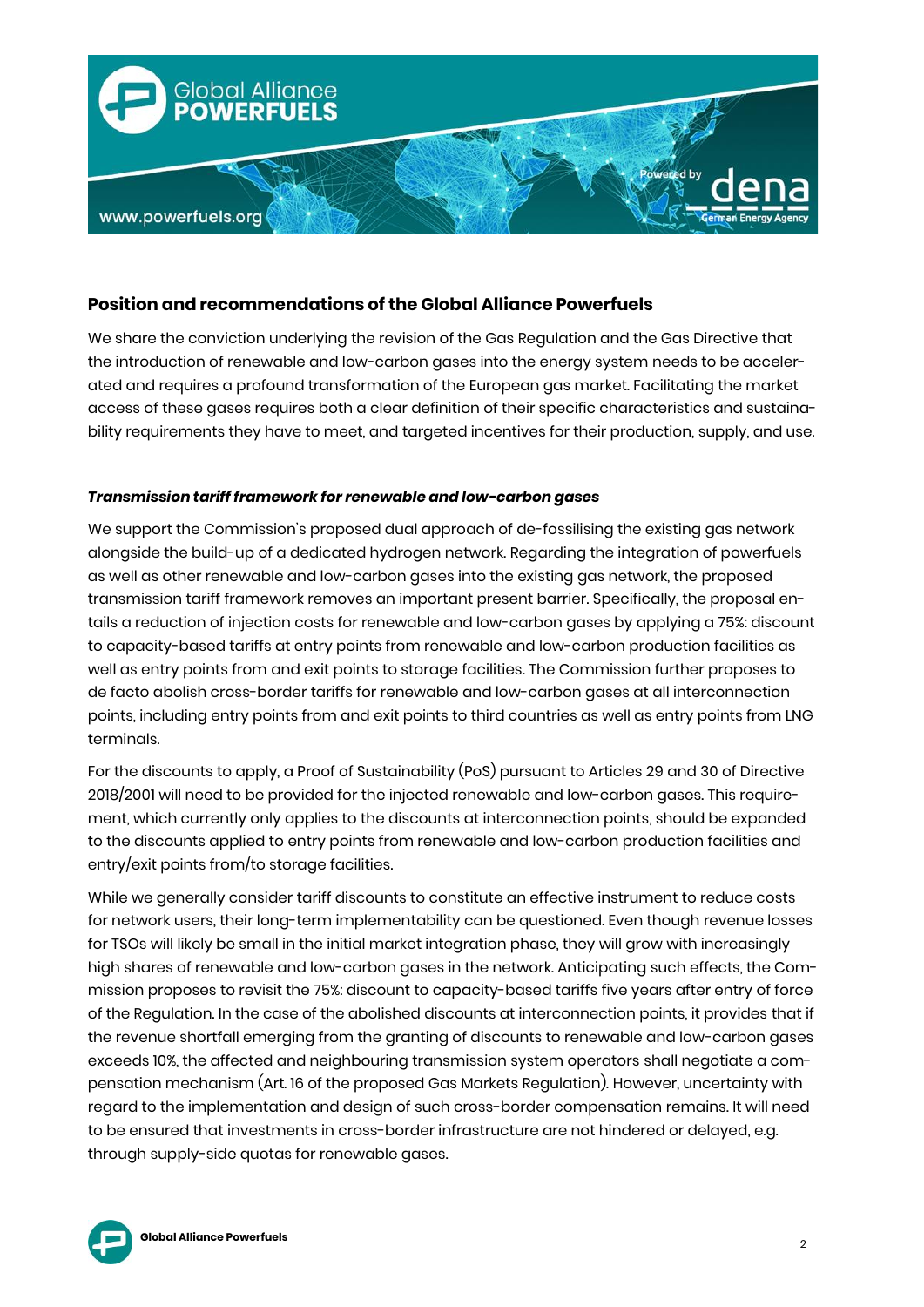## Position and recommendations of the Global Alliance Powerfuels

We share the conviction underlying the revision of the Gas Regulation and the Gas Directive that the introduction of renewable and low-carbon gases into the energy system needs to be accelerated and requires a profound transformation of the European gas market. Facilitating the market access of these gases requires both a clear definition of their specific characteristics and sustainability requirements they have to meet, and targeted incentives for their production, supply, and use.

### *Transmission tariff framework for renewable and low-carbon gases*

We support the Commission's proposed dual approach of de-fossilising the existing gas network alongside the build-up of a dedicated hydrogen network. Regarding the integration of powerfuels as well as other renewable and low-carbon gases into the existing gas network, the proposed transmission tariff framework removes an important present barrier. Specifically, the proposal entails a reduction of injection costs for renewable and low-carbon gases by applying a 75%: discount to capacity-based tariffs at entry points from renewable and low-carbon production facilities as well as entry points from and exit points to storage facilities. The Commission further proposes to de facto abolish cross-border tariffs for renewable and low-carbon gases at all interconnection points, including entry points from and exit points to third countries as well as entry points from LNG terminals.

For the discounts to apply, a Proof of Sustainability (PoS) pursuant to Articles 29 and 30 of Directive 2018/2001 will need to be provided for the injected renewable and low-carbon gases. This requirement, which currently only applies to the discounts at interconnection points, should be expanded to the discounts applied to entry points from renewable and low-carbon production facilities and entry/exit points from/to storage facilities.

While we generally consider tariff discounts to constitute an effective instrument to reduce costs for network users, their long-term implementability can be questioned. Even though revenue losses for TSOs will likely be small in the initial market integration phase, they will grow with increasingly high shares of renewable and low-carbon gases in the network. Anticipating such effects, the Commission proposes to revisit the 75%: discount to capacity-based tariffs five years after entry of force of the Regulation. In the case of the abolished discounts at interconnection points, it provides that if the revenue shortfall emerging from the granting of discounts to renewable and low-carbon gases exceeds 10%, the affected and neighbouring transmission system operators shall negotiate a compensation mechanism (Art. 16 of the proposed Gas Markets Regulation). However, uncertainty with regard to the implementation and design of such cross-border compensation remains. It will need to be ensured that investments in cross-border infrastructure are not hindered or delayed, e.g. through supply-side quotas for renewable gases.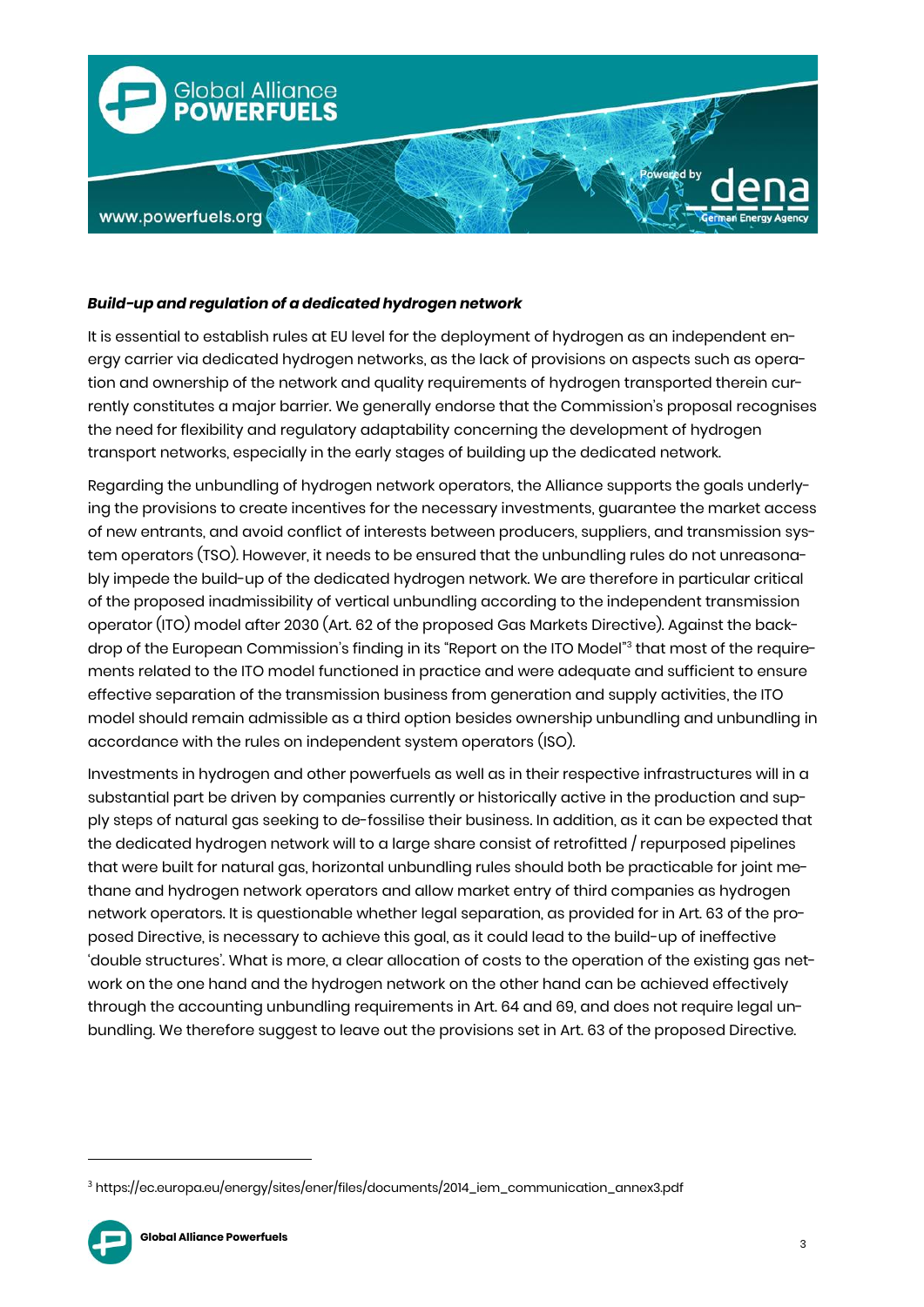***Build-up and regulation of a dedicated hydrogen network***

It is essential to establish rules at EU level for the deployment of hydrogen as an independent energy carrier via dedicated hydrogen networks, as the lack of provisions on aspects such as operation and ownership of the network and quality requirements of hydrogen transported therein currently constitutes a major barrier. We generally endorse that the Commission's proposal recognises the need for flexibility and regulatory adaptability concerning the development of hydrogen transport networks, especially in the early stages of building up the dedicated network.

Regarding the unbundling of hydrogen network operators, the Alliance supports the goals underlying the provisions to create incentives for the necessary investments, guarantee the market access of new entrants, and avoid conflict of interests between producers, suppliers, and transmission system operators (TSO). However, it needs to be ensured that the unbundling rules do not unreasonably impede the build-up of the dedicated hydrogen network. We are therefore in particular critical of the proposed inadmissibility of vertical unbundling according to the independent transmission operator (ITO) model after 2030 (Art. 62 of the proposed Gas Markets Directive). Against the backdrop of the European Commission's finding in its "Report on the ITO Model"[3] that most of the requirements related to the ITO model functioned in practice and were adequate and sufficient to ensure effective separation of the transmission business from generation and supply activities, the ITO model should remain admissible as a third option besides ownership unbundling and unbundling in accordance with the rules on independent system operators (ISO).

Investments in hydrogen and other powerfuels as well as in their respective infrastructures will in a substantial part be driven by companies currently or historically active in the production and supply steps of natural gas seeking to de-fossilise their business. In addition, as it can be expected that the dedicated hydrogen network will to a large share consist of retrofitted / repurposed pipelines that were built for natural gas, horizontal unbundling rules should both be practicable for joint methane and hydrogen network operators and allow market entry of third companies as hydrogen network operators. It is questionable whether legal separation, as provided for in Art. 63 of the proposed Directive, is necessary to achieve this goal, as it could lead to the build-up of ineffective 'double structures'. What is more, a clear allocation of costs to the operation of the existing gas network on the one hand and the hydrogen network on the other hand can be achieved effectively through the accounting unbundling requirements in Art. 64 and 69, and does not require legal unbundling. We therefore suggest to leave out the provisions set in Art. 63 of the proposed Directive.

---

[3] https://ec.europa.eu/energy/sites/ener/files/documents/2014_iem_communication_annex3.pdf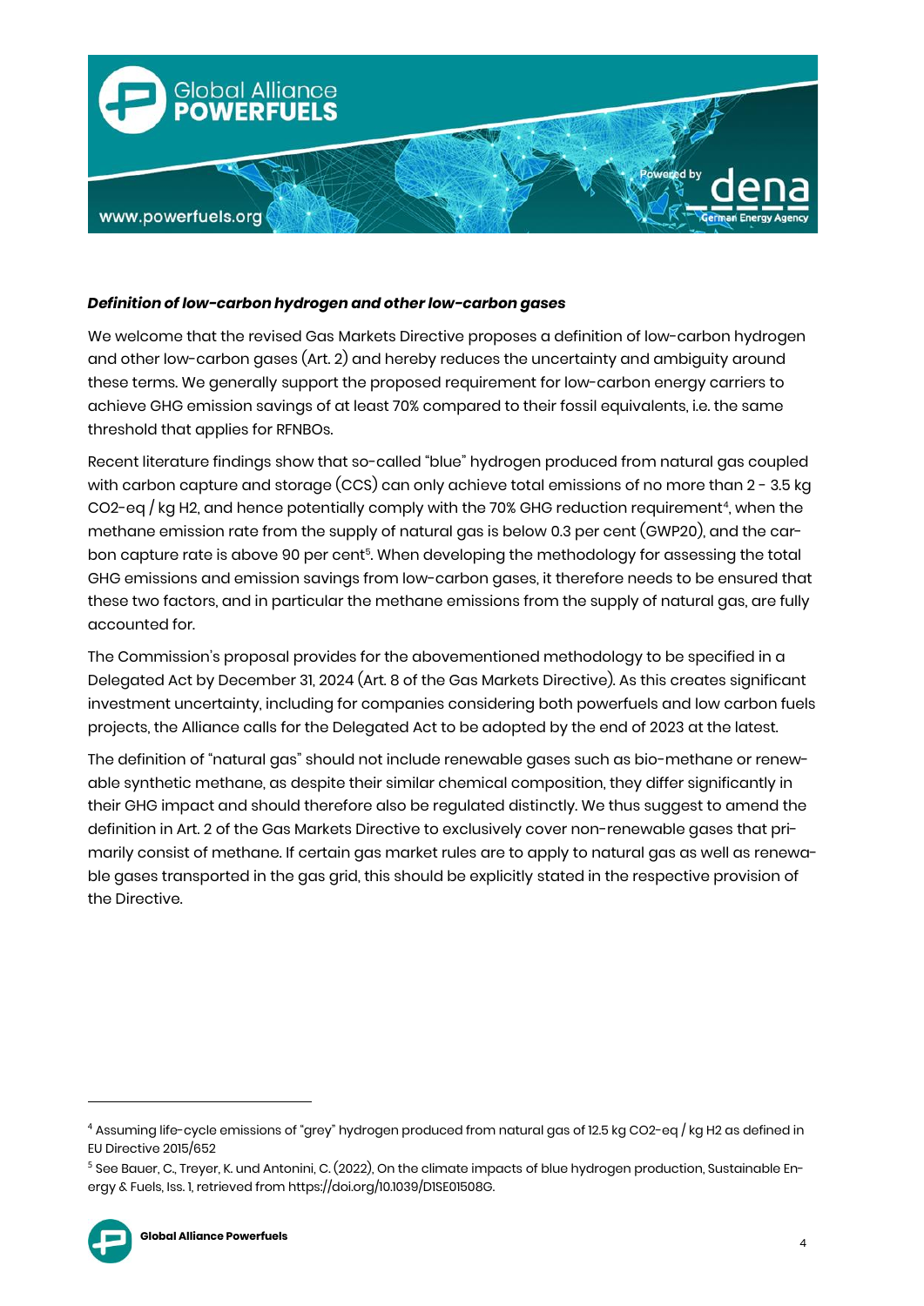***Definition of low-carbon hydrogen and other low-carbon gases***

We welcome that the revised Gas Markets Directive proposes a definition of low-carbon hydrogen and other low-carbon gases (Art. 2) and hereby reduces the uncertainty and ambiguity around these terms. We generally support the proposed requirement for low-carbon energy carriers to achieve GHG emission savings of at least 70% compared to their fossil equivalents, i.e. the same threshold that applies for RFNBOs.

Recent literature findings show that so-called "blue" hydrogen produced from natural gas coupled with carbon capture and storage (CCS) can only achieve total emissions of no more than 2 - 3.5 kg CO2-eq / kg H2, and hence potentially comply with the 70% GHG reduction requirement[4], when the methane emission rate from the supply of natural gas is below 0.3 per cent (GWP20), and the carbon capture rate is above 90 per cent[5]. When developing the methodology for assessing the total GHG emissions and emission savings from low-carbon gases, it therefore needs to be ensured that these two factors, and in particular the methane emissions from the supply of natural gas, are fully accounted for.

The Commission's proposal provides for the abovementioned methodology to be specified in a Delegated Act by December 31, 2024 (Art. 8 of the Gas Markets Directive). As this creates significant investment uncertainty, including for companies considering both powerfuels and low carbon fuels projects, the Alliance calls for the Delegated Act to be adopted by the end of 2023 at the latest.

The definition of "natural gas" should not include renewable gases such as bio-methane or renewable synthetic methane, as despite their similar chemical composition, they differ significantly in their GHG impact and should therefore also be regulated distinctly. We thus suggest to amend the definition in Art. 2 of the Gas Markets Directive to exclusively cover non-renewable gases that primarily consist of methane. If certain gas market rules are to apply to natural gas as well as renewable gases transported in the gas grid, this should be explicitly stated in the respective provision of the Directive.

---

[4] Assuming life-cycle emissions of "grey" hydrogen produced from natural gas of 12.5 kg CO2-eq / kg H2 as defined in EU Directive 2015/652

[5] See Bauer, C., Treyer, K. und Antonini, C. (2022), On the climate impacts of blue hydrogen production, Sustainable Energy & Fuels, Iss. 1, retrieved from https://doi.org/10.1039/D1SE01508G.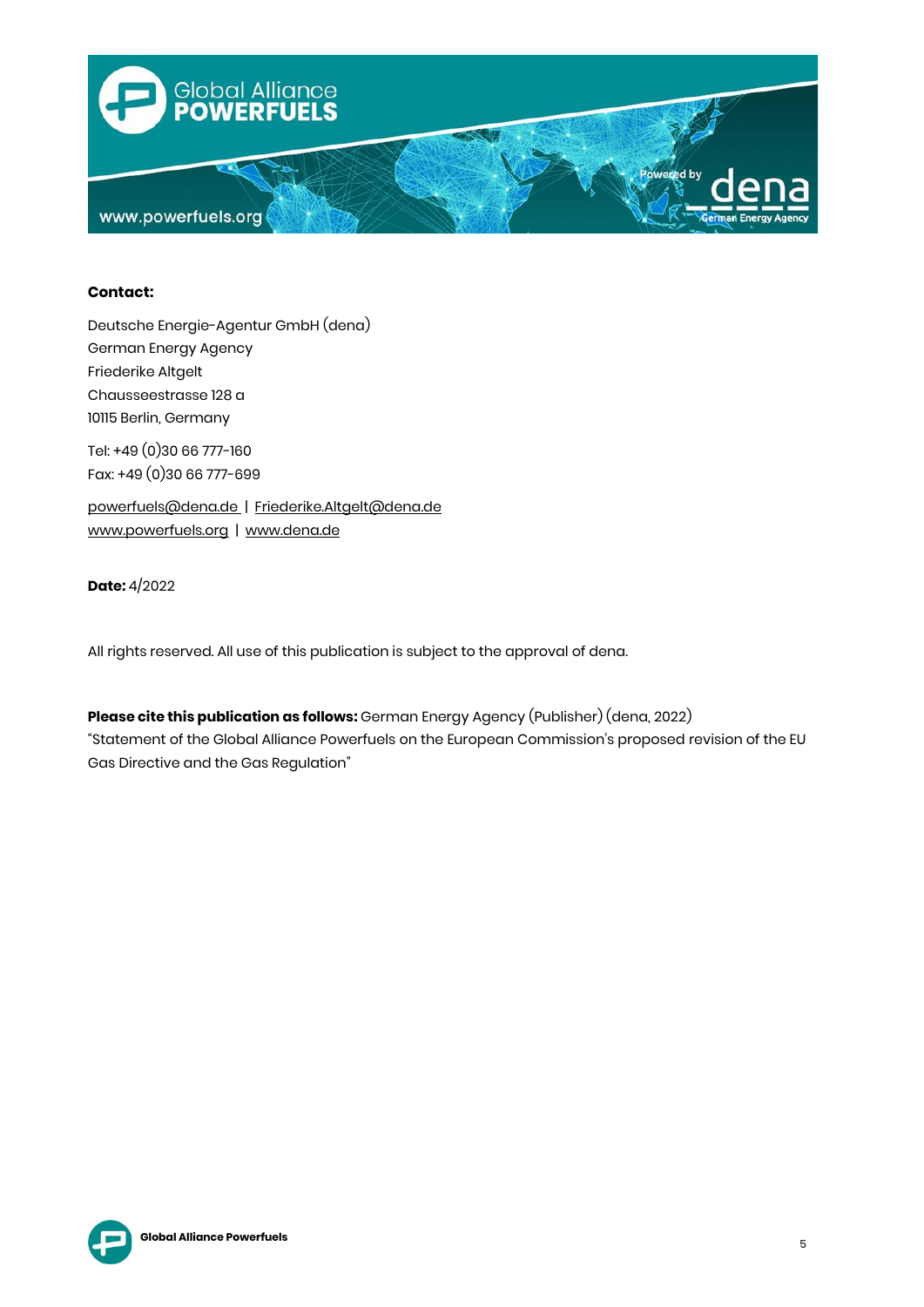**Contact:**

Deutsche Energie-Agentur GmbH (dena)
German Energy Agency
Friederike Altgelt
Chausseestrasse 128 a
10115 Berlin, Germany

Tel: +49 (0)30 66 777-160
Fax: +49 (0)30 66 777-699

powerfuels@dena.de | Friederike.Altgelt@dena.de
www.powerfuels.org | www.dena.de

**Date:** 4/2022

All rights reserved. All use of this publication is subject to the approval of dena.

**Please cite this publication as follows:** German Energy Agency (Publisher) (dena, 2022) "Statement of the Global Alliance Powerfuels on the European Commission's proposed revision of the EU Gas Directive and the Gas Regulation"